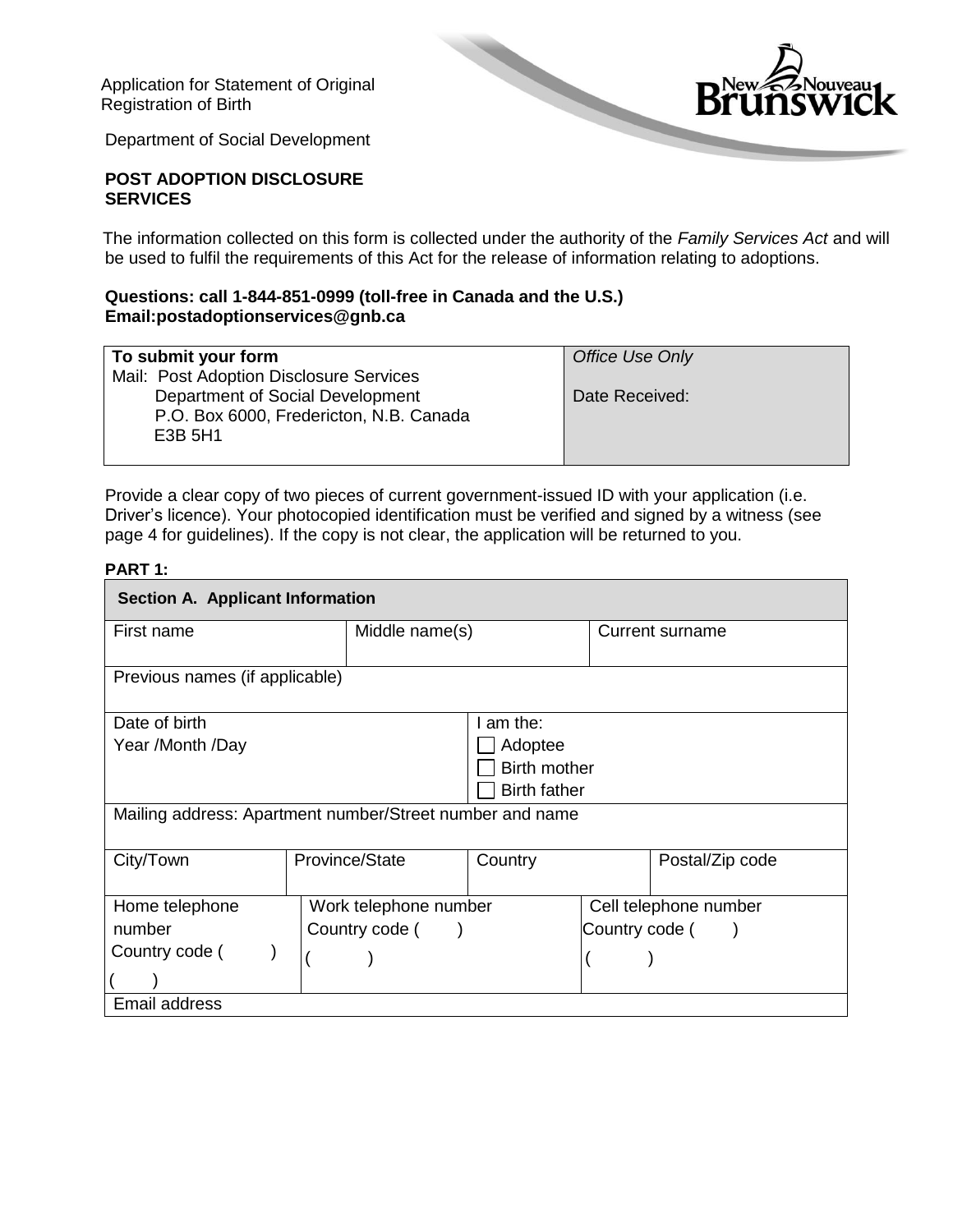Application for Statement of Original Registration of Birth

Department of Social Development

**POST ADOPTION DISCLOSURE SERVICES**

The information collected on this form is collected under the authority of the *Family Services Act* and will be used to fulfil the requirements of this Act for the release of information relating to adoptions.

**Questions: call 1-844-851-0999 (toll-free in Canada and the U.S.)**
**Email:postadoptionservices@gnb.ca**

| **To submit your form** | *Office Use Only* |
|---|---|
| Mail: Post Adoption Disclosure Services<br>Department of Social Development<br>P.O. Box 6000, Fredericton, N.B. Canada<br>E3B 5H1 | Date Received: |

Provide a clear copy of two pieces of current government-issued ID with your application (i.e. Driver's licence). Your photocopied identification must be verified and signed by a witness (see page 4 for guidelines). If the copy is not clear, the application will be returned to you.

**PART 1:**

| **Section A. Applicant Information** | | | |
|---|---|---|---|
| First name | Middle name(s) | Current surname | |
| Previous names (if applicable) | | | |
| Date of birth<br>Year /Month /Day | | I am the:<br>☐ Adoptee<br>☐ Birth mother<br>☐ Birth father | |
| Mailing address: Apartment number/Street number and name | | | |
| City/Town | Province/State | Country | Postal/Zip code |
| Home telephone number<br>Country code ( )<br>( ) | Work telephone number<br>Country code ( )<br>( ) | Cell telephone number<br>Country code ( )<br>( ) | |
| Email address | | | |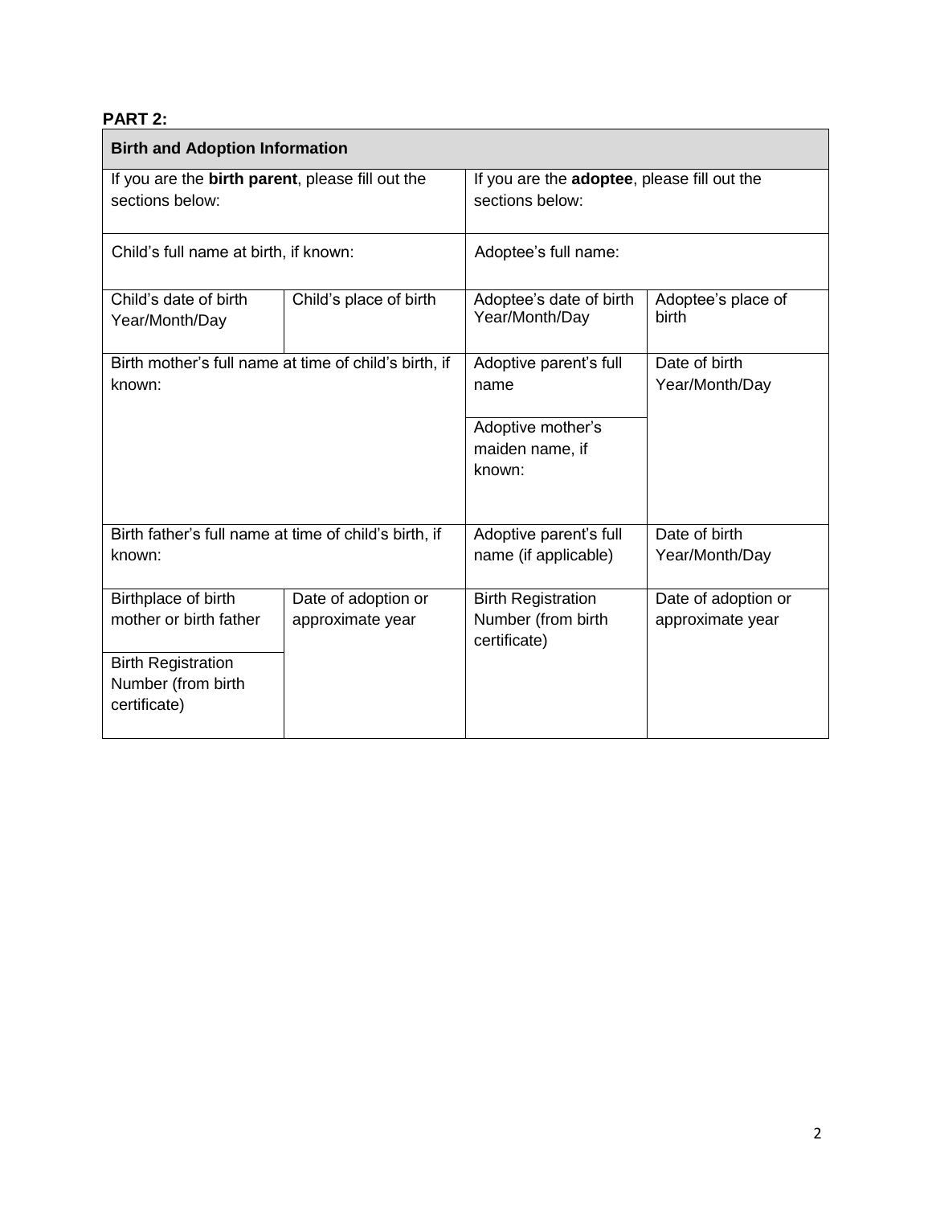**PART 2:**

| Birth and Adoption Information | | | |
|---|---|---|---|
| If you are the **birth parent**, please fill out the sections below: | | If you are the **adoptee**, please fill out the sections below: | |
| Child's full name at birth, if known: | | Adoptee's full name: | |
| Child's date of birth Year/Month/Day | Child's place of birth | Adoptee's date of birth Year/Month/Day | Adoptee's place of birth |
| Birth mother's full name at time of child's birth, if known: | | Adoptive parent's full name | Date of birth Year/Month/Day |
| | | Adoptive mother's maiden name, if known: | |
| Birth father's full name at time of child's birth, if known: | | Adoptive parent's full name (if applicable) | Date of birth Year/Month/Day |
| Birthplace of birth mother or birth father | Date of adoption or approximate year | Birth Registration Number (from birth certificate) | Date of adoption or approximate year |
| Birth Registration Number (from birth certificate) | | | |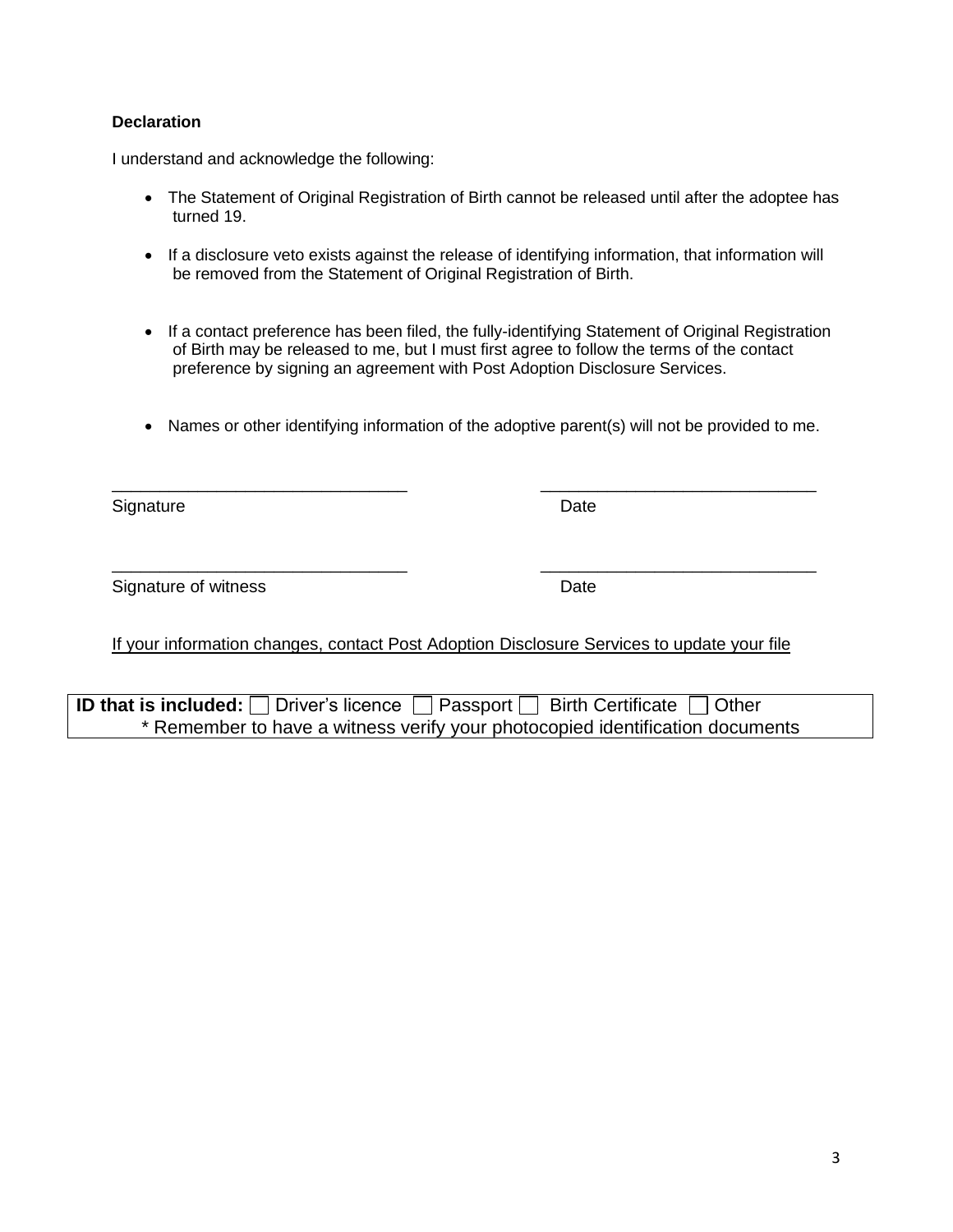**Declaration**

I understand and acknowledge the following:

- The Statement of Original Registration of Birth cannot be released until after the adoptee has turned 19.
- If a disclosure veto exists against the release of identifying information, that information will be removed from the Statement of Original Registration of Birth.
- If a contact preference has been filed, the fully-identifying Statement of Original Registration of Birth may be released to me, but I must first agree to follow the terms of the contact preference by signing an agreement with Post Adoption Disclosure Services.
- Names or other identifying information of the adoptive parent(s) will not be provided to me.

_______________________________ _____________________________

Signature Date

_______________________________ _____________________________

Signature of witness Date

<u>If your information changes, contact Post Adoption Disclosure Services to update your file</u>

| **ID that is included:** ☐ Driver's licence ☐ Passport ☐ Birth Certificate ☐ Other<br>* Remember to have a witness verify your photocopied identification documents |
|---|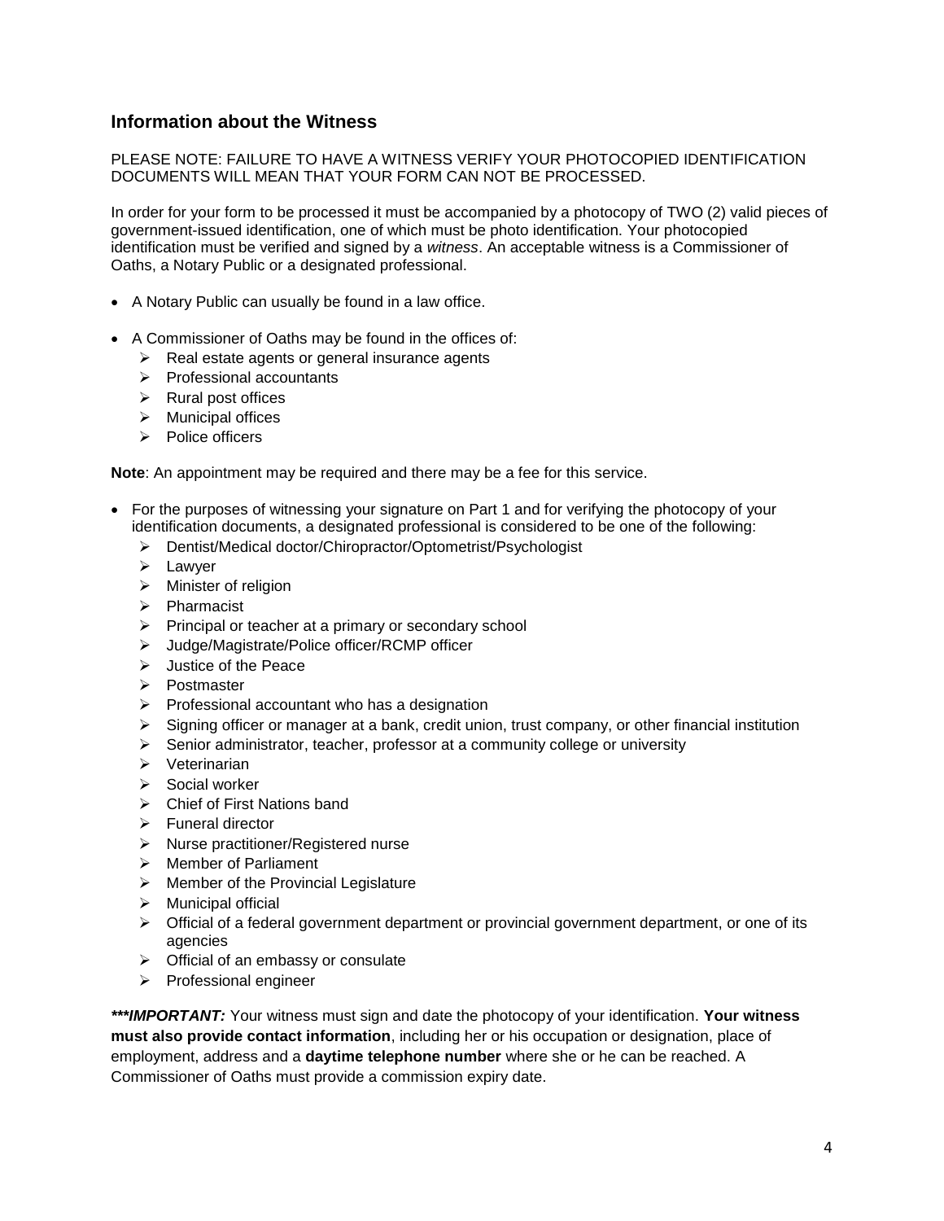## Information about the Witness

PLEASE NOTE: FAILURE TO HAVE A WITNESS VERIFY YOUR PHOTOCOPIED IDENTIFICATION DOCUMENTS WILL MEAN THAT YOUR FORM CAN NOT BE PROCESSED.

In order for your form to be processed it must be accompanied by a photocopy of TWO (2) valid pieces of government-issued identification, one of which must be photo identification. Your photocopied identification must be verified and signed by a *witness*. An acceptable witness is a Commissioner of Oaths, a Notary Public or a designated professional.

- A Notary Public can usually be found in a law office.
- A Commissioner of Oaths may be found in the offices of:
  - Real estate agents or general insurance agents
  - Professional accountants
  - Rural post offices
  - Municipal offices
  - Police officers

**Note**: An appointment may be required and there may be a fee for this service.

- For the purposes of witnessing your signature on Part 1 and for verifying the photocopy of your identification documents, a designated professional is considered to be one of the following:
  - Dentist/Medical doctor/Chiropractor/Optometrist/Psychologist
  - Lawyer
  - Minister of religion
  - Pharmacist
  - Principal or teacher at a primary or secondary school
  - Judge/Magistrate/Police officer/RCMP officer
  - Justice of the Peace
  - Postmaster
  - Professional accountant who has a designation
  - Signing officer or manager at a bank, credit union, trust company, or other financial institution
  - Senior administrator, teacher, professor at a community college or university
  - Veterinarian
  - Social worker
  - Chief of First Nations band
  - Funeral director
  - Nurse practitioner/Registered nurse
  - Member of Parliament
  - Member of the Provincial Legislature
  - Municipal official
  - Official of a federal government department or provincial government department, or one of its agencies
  - Official of an embassy or consulate
  - Professional engineer

***\*\*\*IMPORTANT:*** Your witness must sign and date the photocopy of your identification. **Your witness must also provide contact information**, including her or his occupation or designation, place of employment, address and a **daytime telephone number** where she or he can be reached. A Commissioner of Oaths must provide a commission expiry date.